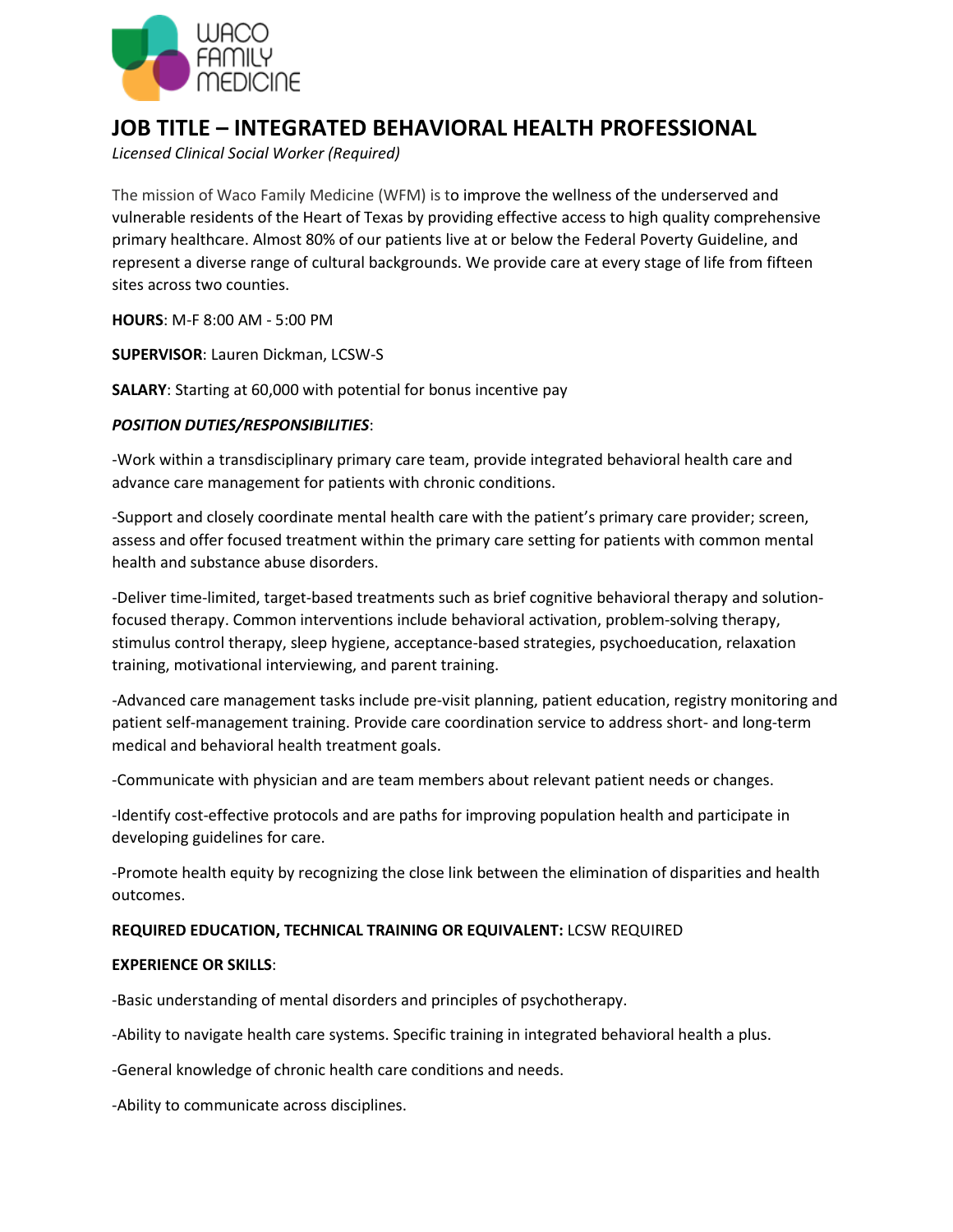WACO FAMILY MEDICINE

# JOB TITLE – INTEGRATED BEHAVIORAL HEALTH PROFESSIONAL

*Licensed Clinical Social Worker (Required)*

The mission of Waco Family Medicine (WFM) is to improve the wellness of the underserved and vulnerable residents of the Heart of Texas by providing effective access to high quality comprehensive primary healthcare. Almost 80% of our patients live at or below the Federal Poverty Guideline, and represent a diverse range of cultural backgrounds. We provide care at every stage of life from fifteen sites across two counties.

**HOURS**: M-F 8:00 AM - 5:00 PM

**SUPERVISOR**: Lauren Dickman, LCSW-S

**SALARY**: Starting at 60,000 with potential for bonus incentive pay

***POSITION DUTIES/RESPONSIBILITIES***:

-Work within a transdisciplinary primary care team, provide integrated behavioral health care and advance care management for patients with chronic conditions.

-Support and closely coordinate mental health care with the patient's primary care provider; screen, assess and offer focused treatment within the primary care setting for patients with common mental health and substance abuse disorders.

-Deliver time-limited, target-based treatments such as brief cognitive behavioral therapy and solution-focused therapy. Common interventions include behavioral activation, problem-solving therapy, stimulus control therapy, sleep hygiene, acceptance-based strategies, psychoeducation, relaxation training, motivational interviewing, and parent training.

-Advanced care management tasks include pre-visit planning, patient education, registry monitoring and patient self-management training. Provide care coordination service to address short- and long-term medical and behavioral health treatment goals.

-Communicate with physician and are team members about relevant patient needs or changes.

-Identify cost-effective protocols and are paths for improving population health and participate in developing guidelines for care.

-Promote health equity by recognizing the close link between the elimination of disparities and health outcomes.

**REQUIRED EDUCATION, TECHNICAL TRAINING OR EQUIVALENT:** LCSW REQUIRED

**EXPERIENCE OR SKILLS**:

-Basic understanding of mental disorders and principles of psychotherapy.

-Ability to navigate health care systems. Specific training in integrated behavioral health a plus.

-General knowledge of chronic health care conditions and needs.

-Ability to communicate across disciplines.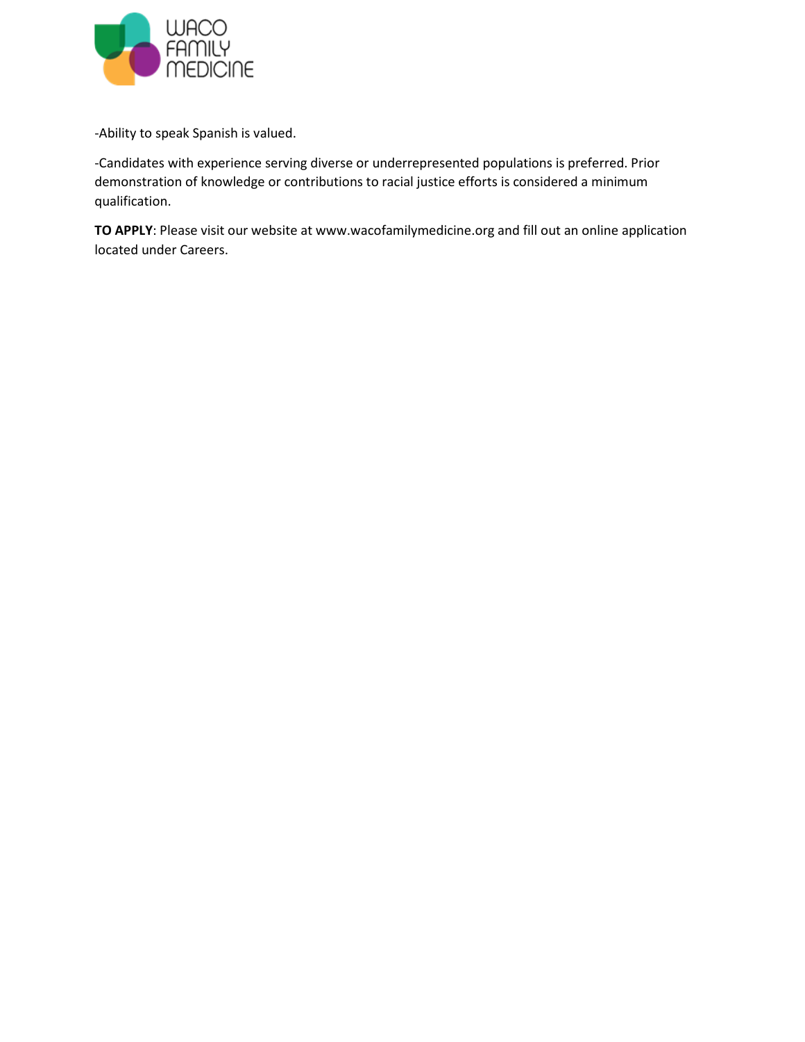-Ability to speak Spanish is valued.

-Candidates with experience serving diverse or underrepresented populations is preferred. Prior demonstration of knowledge or contributions to racial justice efforts is considered a minimum qualification.

**TO APPLY**: Please visit our website at www.wacofamilymedicine.org and fill out an online application located under Careers.